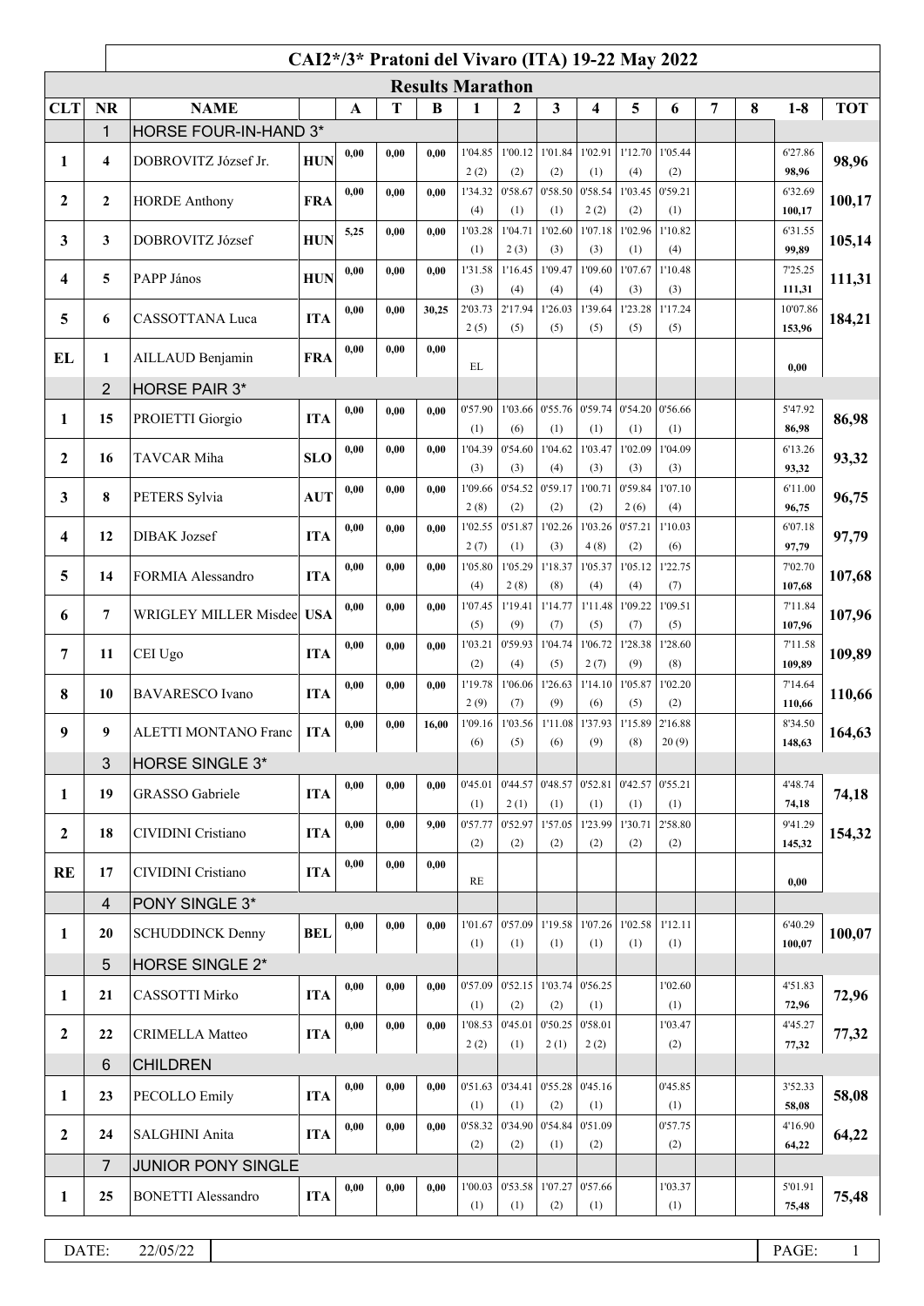# CAI2*/3* Pratoni del Vivaro (ITA) 19-22 May 2022

## Results Marathon

| CLT | NR | NAME | | A | T | B | 1 | 2 | 3 | 4 | 5 | 6 | 7 | 8 | 1-8 | TOT |
|---|---|---|---|---|---|---|---|---|---|---|---|---|---|---|---|---|
| | 1 | HORSE FOUR-IN-HAND 3* | | | | | | | | | | | | | | |
| 1 | 4 | DOBROVITZ József Jr. | HUN | 0,00 | 0,00 | 0,00 | 1'04.85 2 (2) | 1'00.12 (2) | 1'01.84 (2) | 1'02.91 (1) | 1'12.70 (4) | 1'05.44 (2) | | | 6'27.86 98,96 | 98,96 |
| 2 | 2 | HORDE Anthony | FRA | 0,00 | 0,00 | 0,00 | 1'34.32 (4) | 0'58.67 (1) | 0'58.50 (1) | 0'58.54 2 (2) | 1'03.45 (2) | 0'59.21 (1) | | | 6'32.69 100,17 | 100,17 |
| 3 | 3 | DOBROVITZ József | HUN | 5,25 | 0,00 | 0,00 | 1'03.28 (1) | 1'04.71 2 (3) | 1'02.60 (3) | 1'07.18 (3) | 1'02.96 (1) | 1'10.82 (4) | | | 6'31.55 99,89 | 105,14 |
| 4 | 5 | PAPP János | HUN | 0,00 | 0,00 | 0,00 | 1'31.58 (3) | 1'16.45 (4) | 1'09.47 (4) | 1'09.60 (4) | 1'07.67 (3) | 1'10.48 (3) | | | 7'25.25 111,31 | 111,31 |
| 5 | 6 | CASSOTTANA Luca | ITA | 0,00 | 0,00 | 30,25 | 2'03.73 2 (5) | 2'17.94 (5) | 1'26.03 (5) | 1'39.64 (5) | 1'23.28 (5) | 1'17.24 (5) | | | 10'07.86 153,96 | 184,21 |
| EL | 1 | AILLAUD Benjamin | FRA | 0,00 | 0,00 | 0,00 | EL | | | | | | | | 0,00 | |
| | 2 | HORSE PAIR 3* | | | | | | | | | | | | | | |
| 1 | 15 | PROIETTI Giorgio | ITA | 0,00 | 0,00 | 0,00 | 0'57.90 (1) | 1'03.66 (6) | 0'55.76 (1) | 0'59.74 (1) | 0'54.20 (1) | 0'56.66 (1) | | | 5'47.92 86,98 | 86,98 |
| 2 | 16 | TAVCAR Miha | SLO | 0,00 | 0,00 | 0,00 | 1'04.39 (3) | 0'54.60 (3) | 1'04.62 (4) | 1'03.47 (3) | 1'02.09 (3) | 1'04.09 (3) | | | 6'13.26 93,32 | 93,32 |
| 3 | 8 | PETERS Sylvia | AUT | 0,00 | 0,00 | 0,00 | 1'09.66 2 (8) | 0'54.52 (2) | 0'59.17 (2) | 1'00.71 (2) | 0'59.84 2 (6) | 1'07.10 (4) | | | 6'11.00 96,75 | 96,75 |
| 4 | 12 | DIBAK Jozsef | ITA | 0,00 | 0,00 | 0,00 | 1'02.55 2 (7) | 0'51.87 (1) | 1'02.26 (3) | 1'03.26 4 (8) | 0'57.21 (2) | 1'10.03 (6) | | | 6'07.18 97,79 | 97,79 |
| 5 | 14 | FORMIA Alessandro | ITA | 0,00 | 0,00 | 0,00 | 1'05.80 (4) | 1'05.29 2 (8) | 1'18.37 (8) | 1'05.37 (4) | 1'05.12 (4) | 1'22.75 (7) | | | 7'02.70 107,68 | 107,68 |
| 6 | 7 | WRIGLEY MILLER Misdee | USA | 0,00 | 0,00 | 0,00 | 1'07.45 (5) | 1'19.41 (9) | 1'14.77 (7) | 1'11.48 (5) | 1'09.22 (7) | 1'09.51 (5) | | | 7'11.84 107,96 | 107,96 |
| 7 | 11 | CEI Ugo | ITA | 0,00 | 0,00 | 0,00 | 1'03.21 (2) | 0'59.93 (4) | 1'04.74 (5) | 1'06.72 2 (7) | 1'28.38 (9) | 1'28.60 (8) | | | 7'11.58 109,89 | 109,89 |
| 8 | 10 | BAVARESCO Ivano | ITA | 0,00 | 0,00 | 0,00 | 1'19.78 2 (9) | 1'06.06 (7) | 1'26.63 (9) | 1'14.10 (6) | 1'05.87 (5) | 1'02.20 (2) | | | 7'14.64 110,66 | 110,66 |
| 9 | 9 | ALETTI MONTANO Franc | ITA | 0,00 | 0,00 | 16,00 | 1'09.16 (6) | 1'03.56 (5) | 1'11.08 (6) | 1'37.93 (9) | 1'15.89 (8) | 2'16.88 20 (9) | | | 8'34.50 148,63 | 164,63 |
| | 3 | HORSE SINGLE 3* | | | | | | | | | | | | | | |
| 1 | 19 | GRASSO Gabriele | ITA | 0,00 | 0,00 | 0,00 | 0'45.01 (1) | 0'44.57 2 (1) | 0'48.57 (1) | 0'52.81 (1) | 0'42.57 (1) | 0'55.21 (1) | | | 4'48.74 74,18 | 74,18 |
| 2 | 18 | CIVIDINI Cristiano | ITA | 0,00 | 0,00 | 9,00 | 0'57.77 (2) | 0'52.97 (2) | 1'57.05 (2) | 1'23.99 (2) | 1'30.71 (2) | 2'58.80 (2) | | | 9'41.29 145,32 | 154,32 |
| RE | 17 | CIVIDINI Cristiano | ITA | 0,00 | 0,00 | 0,00 | RE | | | | | | | | 0,00 | |
| | 4 | PONY SINGLE 3* | | | | | | | | | | | | | | |
| 1 | 20 | SCHUDDINCK Denny | BEL | 0,00 | 0,00 | 0,00 | 1'01.67 (1) | 0'57.09 (1) | 1'19.58 (1) | 1'07.26 (1) | 1'02.58 (1) | 1'12.11 (1) | | | 6'40.29 100,07 | 100,07 |
| | 5 | HORSE SINGLE 2* | | | | | | | | | | | | | | |
| 1 | 21 | CASSOTTI Mirko | ITA | 0,00 | 0,00 | 0,00 | 0'57.09 (1) | 0'52.15 (2) | 1'03.74 (2) | 0'56.25 (1) | | 1'02.60 (1) | | | 4'51.83 72,96 | 72,96 |
| 2 | 22 | CRIMELLA Matteo | ITA | 0,00 | 0,00 | 0,00 | 1'08.53 2 (2) | 0'45.01 (1) | 0'50.25 2 (1) | 0'58.01 2 (2) | | 1'03.47 (2) | | | 4'45.27 77,32 | 77,32 |
| | 6 | CHILDREN | | | | | | | | | | | | | | |
| 1 | 23 | PECOLLO Emily | ITA | 0,00 | 0,00 | 0,00 | 0'51.63 (1) | 0'34.41 (1) | 0'55.28 (2) | 0'45.16 (1) | | 0'45.85 (1) | | | 3'52.33 58,08 | 58,08 |
| 2 | 24 | SALGHINI Anita | ITA | 0,00 | 0,00 | 0,00 | 0'58.32 (2) | 0'34.90 (2) | 0'54.84 (1) | 0'51.09 (2) | | 0'57.75 (2) | | | 4'16.90 64,22 | 64,22 |
| | 7 | JUNIOR PONY SINGLE | | | | | | | | | | | | | | |
| 1 | 25 | BONETTI Alessandro | ITA | 0,00 | 0,00 | 0,00 | 1'00.03 (1) | 0'53.58 (1) | 1'07.27 (2) | 0'57.66 (1) | | 1'03.37 (1) | | | 5'01.91 75,48 | 75,48 |

DATE: 22/05/22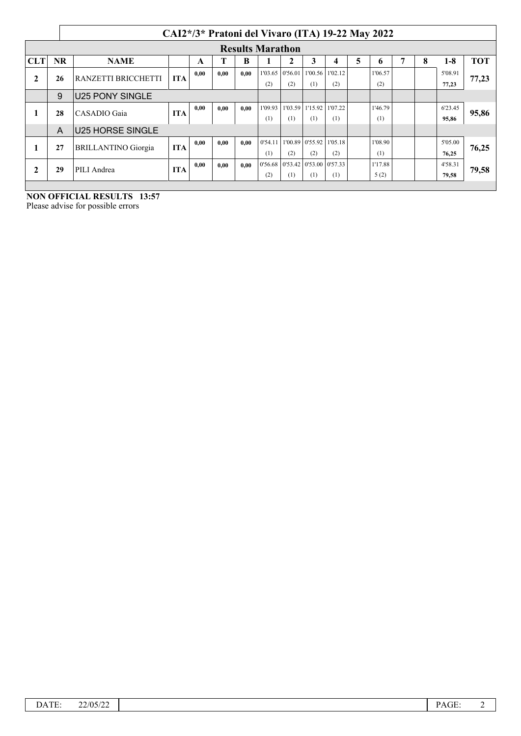# CAI2*/3* Pratoni del Vivaro (ITA) 19-22 May 2022

## Results Marathon

| CLT | NR | NAME | | A | T | B | 1 | 2 | 3 | 4 | 5 | 6 | 7 | 8 | 1-8 | TOT |
|---|---|---|---|---|---|---|---|---|---|---|---|---|---|---|---|---|
| 2 | 26 | RANZETTI BRICCHETTI | ITA | 0,00 | 0,00 | 0,00 | 1'03.65 (2) | 0'56.01 (2) | 1'00.56 (1) | 1'02.12 (2) | | 1'06.57 (2) | | | 5'08.91 77,23 | 77,23 |
| | 9 | U25 PONY SINGLE | | | | | | | | | | | | | | |
| 1 | 28 | CASADIO Gaia | ITA | 0,00 | 0,00 | 0,00 | 1'09.93 (1) | 1'03.59 (1) | 1'15.92 (1) | 1'07.22 (1) | | 1'46.79 (1) | | | 6'23.45 95,86 | 95,86 |
| | A | U25 HORSE SINGLE | | | | | | | | | | | | | | |
| 1 | 27 | BRILLANTINO Giorgia | ITA | 0,00 | 0,00 | 0,00 | 0'54.11 (1) | 1'00.89 (2) | 0'55.92 (2) | 1'05.18 (2) | | 1'08.90 (1) | | | 5'05.00 76,25 | 76,25 |
| 2 | 29 | PILI Andrea | ITA | 0,00 | 0,00 | 0,00 | 0'56.68 (2) | 0'53.42 (1) | 0'53.00 (1) | 0'57.33 (1) | | 1'17.88 5 (2) | | | 4'58.31 79,58 | 79,58 |

**NON OFFICIAL RESULTS 13:57**

Please advise for possible errors

DATE: 22/05/22